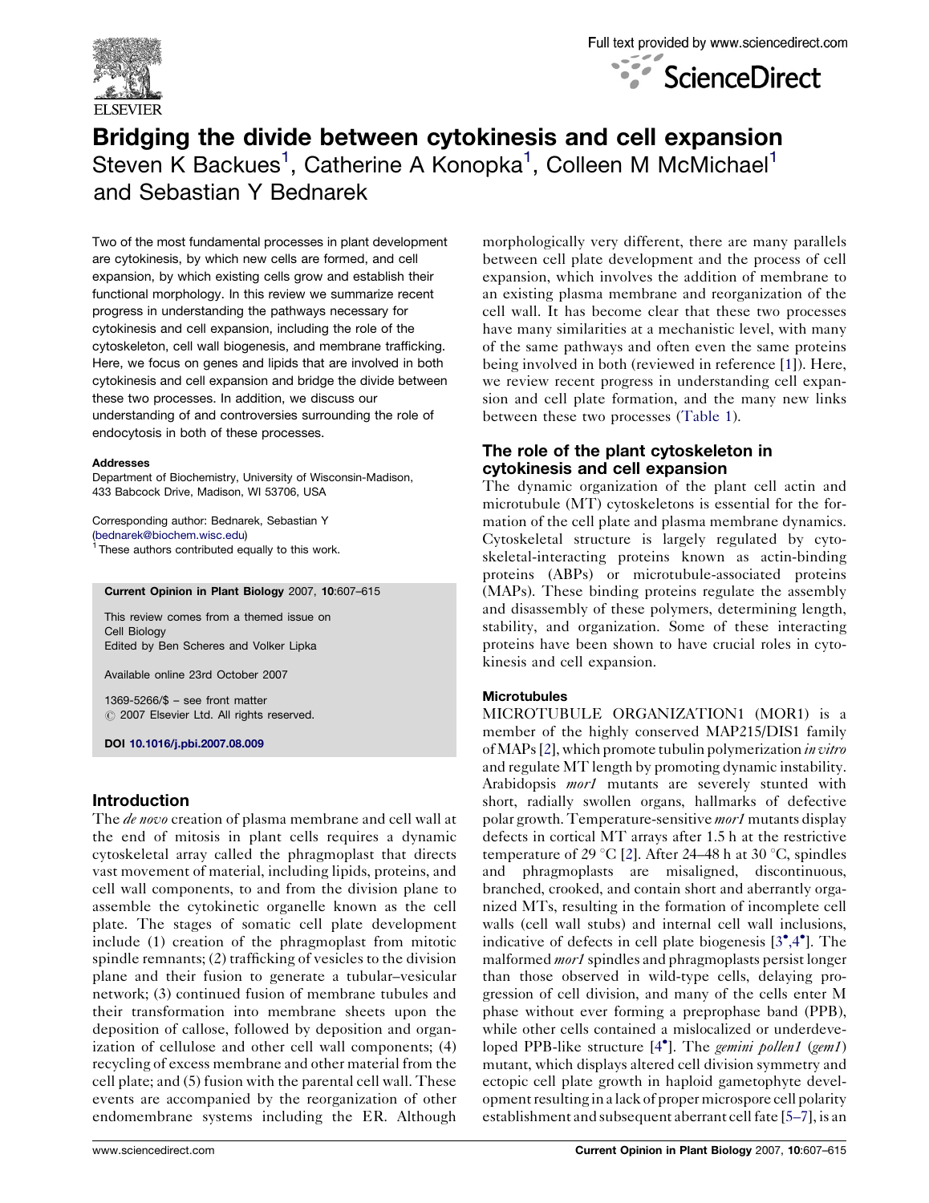# Bridging the divide between cytokinesis and cell expansion

Steven K Backues[1], Catherine A Konopka[1], Colleen M McMichael[1] and Sebastian Y Bednarek

Two of the most fundamental processes in plant development are cytokinesis, by which new cells are formed, and cell expansion, by which existing cells grow and establish their functional morphology. In this review we summarize recent progress in understanding the pathways necessary for cytokinesis and cell expansion, including the role of the cytoskeleton, cell wall biogenesis, and membrane trafficking. Here, we focus on genes and lipids that are involved in both cytokinesis and cell expansion and bridge the divide between these two processes. In addition, we discuss our understanding of and controversies surrounding the role of endocytosis in both of these processes.

**Addresses**

Department of Biochemistry, University of Wisconsin-Madison, 433 Babcock Drive, Madison, WI 53706, USA

Corresponding author: Bednarek, Sebastian Y (bednarek@biochem.wisc.edu)

[1] These authors contributed equally to this work.

**Current Opinion in Plant Biology** 2007, **10**:607–615

This review comes from a themed issue on Cell Biology
Edited by Ben Scheres and Volker Lipka

Available online 23rd October 2007

1369-5266/$ – see front matter
© 2007 Elsevier Ltd. All rights reserved.

**DOI** 10.1016/j.pbi.2007.08.009

## Introduction

The *de novo* creation of plasma membrane and cell wall at the end of mitosis in plant cells requires a dynamic cytoskeletal array called the phragmoplast that directs vast movement of material, including lipids, proteins, and cell wall components, to and from the division plane to assemble the cytokinetic organelle known as the cell plate. The stages of somatic cell plate development include (1) creation of the phragmoplast from mitotic spindle remnants; (2) trafficking of vesicles to the division plane and their fusion to generate a tubular–vesicular network; (3) continued fusion of membrane tubules and their transformation into membrane sheets upon the deposition of callose, followed by deposition and organization of cellulose and other cell wall components; (4) recycling of excess membrane and other material from the cell plate; and (5) fusion with the parental cell wall. These events are accompanied by the reorganization of other endomembrane systems including the ER. Although morphologically very different, there are many parallels between cell plate development and the process of cell expansion, which involves the addition of membrane to an existing plasma membrane and reorganization of the cell wall. It has become clear that these two processes have many similarities at a mechanistic level, with many of the same pathways and often even the same proteins being involved in both (reviewed in reference [1]). Here, we review recent progress in understanding cell expansion and cell plate formation, and the many new links between these two processes (Table 1).

## The role of the plant cytoskeleton in cytokinesis and cell expansion

The dynamic organization of the plant cell actin and microtubule (MT) cytoskeletons is essential for the formation of the cell plate and plasma membrane dynamics. Cytoskeletal structure is largely regulated by cytoskeletal-interacting proteins known as actin-binding proteins (ABPs) or microtubule-associated proteins (MAPs). These binding proteins regulate the assembly and disassembly of these polymers, determining length, stability, and organization. Some of these interacting proteins have been shown to have crucial roles in cytokinesis and cell expansion.

### Microtubules

MICROTUBULE ORGANIZATION1 (MOR1) is a member of the highly conserved MAP215/DIS1 family of MAPs [2], which promote tubulin polymerization *in vitro* and regulate MT length by promoting dynamic instability. Arabidopsis *mor1* mutants are severely stunted with short, radially swollen organs, hallmarks of defective polar growth. Temperature-sensitive *mor1* mutants display defects in cortical MT arrays after 1.5 h at the restrictive temperature of 29 °C [2]. After 24–48 h at 30 °C, spindles and phragmoplasts are misaligned, discontinuous, branched, crooked, and contain short and aberrantly organized MTs, resulting in the formation of incomplete cell walls (cell wall stubs) and internal cell wall inclusions, indicative of defects in cell plate biogenesis [3•,4•]. The malformed *mor1* spindles and phragmoplasts persist longer than those observed in wild-type cells, delaying progression of cell division, and many of the cells enter M phase without ever forming a preprophase band (PPB), while other cells contained a mislocalized or underdeveloped PPB-like structure [4•]. The *gemini pollen1* (*gem1*) mutant, which displays altered cell division symmetry and ectopic cell plate growth in haploid gametophyte development resulting in a lack of proper microspore cell polarity establishment and subsequent aberrant cell fate [5–7], is an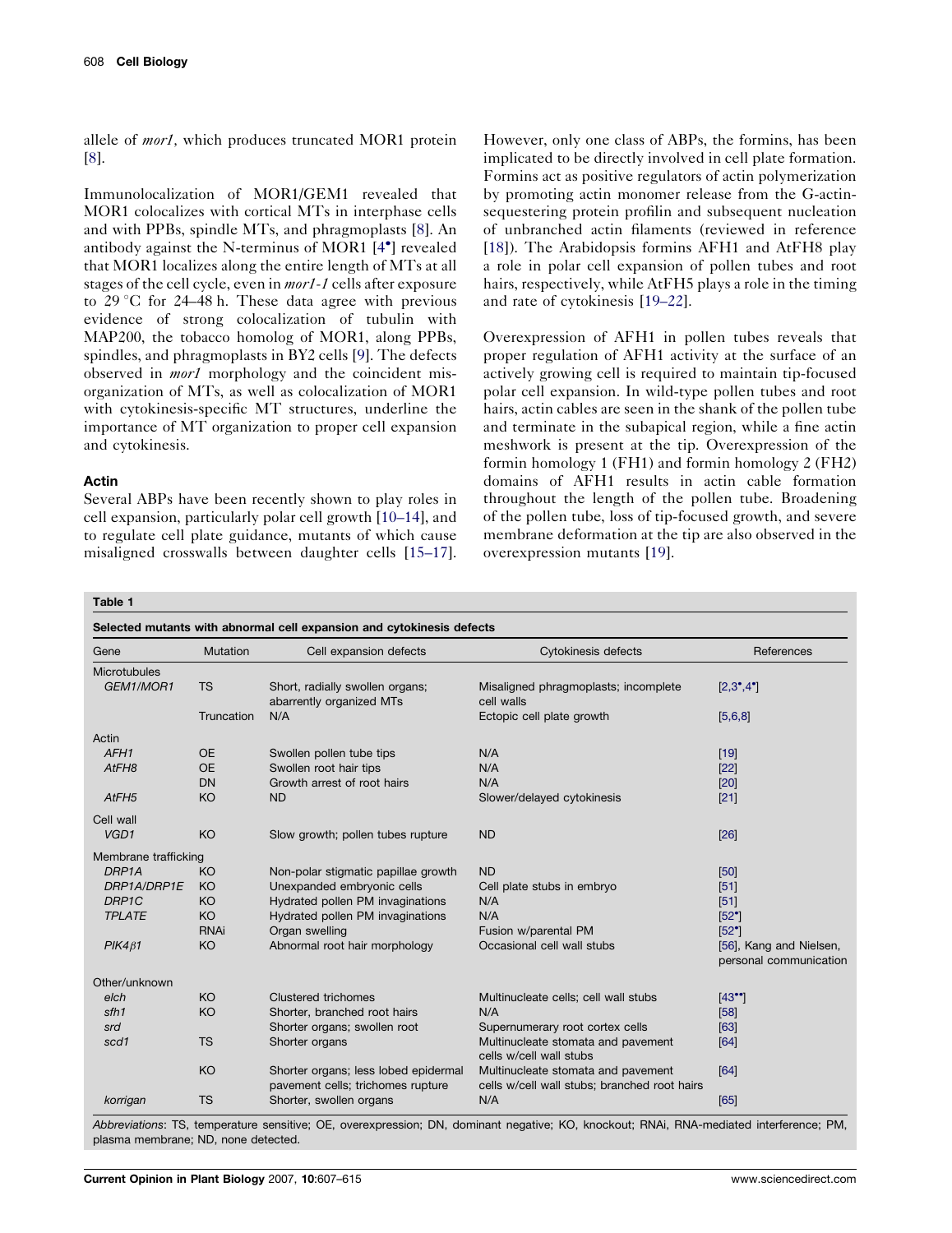allele of *mor1,* which produces truncated MOR1 protein [8].

Immunolocalization of MOR1/GEM1 revealed that MOR1 colocalizes with cortical MTs in interphase cells and with PPBs, spindle MTs, and phragmoplasts [8]. An antibody against the N-terminus of MOR1 [4•] revealed that MOR1 localizes along the entire length of MTs at all stages of the cell cycle, even in *mor1-1* cells after exposure to 29 °C for 24–48 h. These data agree with previous evidence of strong colocalization of tubulin with MAP200, the tobacco homolog of MOR1, along PPBs, spindles, and phragmoplasts in BY2 cells [9]. The defects observed in *mor1* morphology and the coincident misorganization of MTs, as well as colocalization of MOR1 with cytokinesis-specific MT structures, underline the importance of MT organization to proper cell expansion and cytokinesis.

### Actin

Several ABPs have been recently shown to play roles in cell expansion, particularly polar cell growth [10–14], and to regulate cell plate guidance, mutants of which cause misaligned crosswalls between daughter cells [15–17]. However, only one class of ABPs, the formins, has been implicated to be directly involved in cell plate formation. Formins act as positive regulators of actin polymerization by promoting actin monomer release from the G-actin-sequestering protein profilin and subsequent nucleation of unbranched actin filaments (reviewed in reference [18]). The Arabidopsis formins AFH1 and AtFH8 play a role in polar cell expansion of pollen tubes and root hairs, respectively, while AtFH5 plays a role in the timing and rate of cytokinesis [19–22].

Overexpression of AFH1 in pollen tubes reveals that proper regulation of AFH1 activity at the surface of an actively growing cell is required to maintain tip-focused polar cell expansion. In wild-type pollen tubes and root hairs, actin cables are seen in the shank of the pollen tube and terminate in the subapical region, while a fine actin meshwork is present at the tip. Overexpression of the formin homology 1 (FH1) and formin homology 2 (FH2) domains of AFH1 results in actin cable formation throughout the length of the pollen tube. Broadening of the pollen tube, loss of tip-focused growth, and severe membrane deformation at the tip are also observed in the overexpression mutants [19].

**Table 1**

**Selected mutants with abnormal cell expansion and cytokinesis defects**

| Gene | Mutation | Cell expansion defects | Cytokinesis defects | References |
|---|---|---|---|---|
| Microtubules | | | | |
| *GEM1/MOR1* | TS | Short, radially swollen organs; abarrently organized MTs | Misaligned phragmoplasts; incomplete cell walls | [2,3•,4•] |
| | Truncation | N/A | Ectopic cell plate growth | [5,6,8] |
| Actin | | | | |
| *AFH1* | OE | Swollen pollen tube tips | N/A | [19] |
| *AtFH8* | OE | Swollen root hair tips | N/A | [22] |
| | DN | Growth arrest of root hairs | N/A | [20] |
| *AtFH5* | KO | ND | Slower/delayed cytokinesis | [21] |
| Cell wall | | | | |
| *VGD1* | KO | Slow growth; pollen tubes rupture | ND | [26] |
| Membrane trafficking | | | | |
| *DRP1A* | KO | Non-polar stigmatic papillae growth | ND | [50] |
| *DRP1A/DRP1E* | KO | Unexpanded embryonic cells | Cell plate stubs in embryo | [51] |
| *DRP1C* | KO | Hydrated pollen PM invaginations | N/A | [51] |
| *TPLATE* | KO | Hydrated pollen PM invaginations | N/A | [52•] |
| | RNAi | Organ swelling | Fusion w/parental PM | [52•] |
| *PIK4β1* | KO | Abnormal root hair morphology | Occasional cell wall stubs | [56], Kang and Nielsen, personal communication |
| Other/unknown | | | | |
| *elch* | KO | Clustered trichomes | Multinucleate cells; cell wall stubs | [43••] |
| *sfh1* | KO | Shorter, branched root hairs | N/A | [58] |
| *srd* | | Shorter organs; swollen root | Supernumerary root cortex cells | [63] |
| *scd1* | TS | Shorter organs | Multinucleate stomata and pavement cells w/cell wall stubs | [64] |
| | KO | Shorter organs; less lobed epidermal pavement cells; trichomes rupture | Multinucleate stomata and pavement cells w/cell wall stubs; branched root hairs | [64] |
| *korrigan* | TS | Shorter, swollen organs | N/A | [65] |

*Abbreviations*: TS, temperature sensitive; OE, overexpression; DN, dominant negative; KO, knockout; RNAi, RNA-mediated interference; PM, plasma membrane; ND, none detected.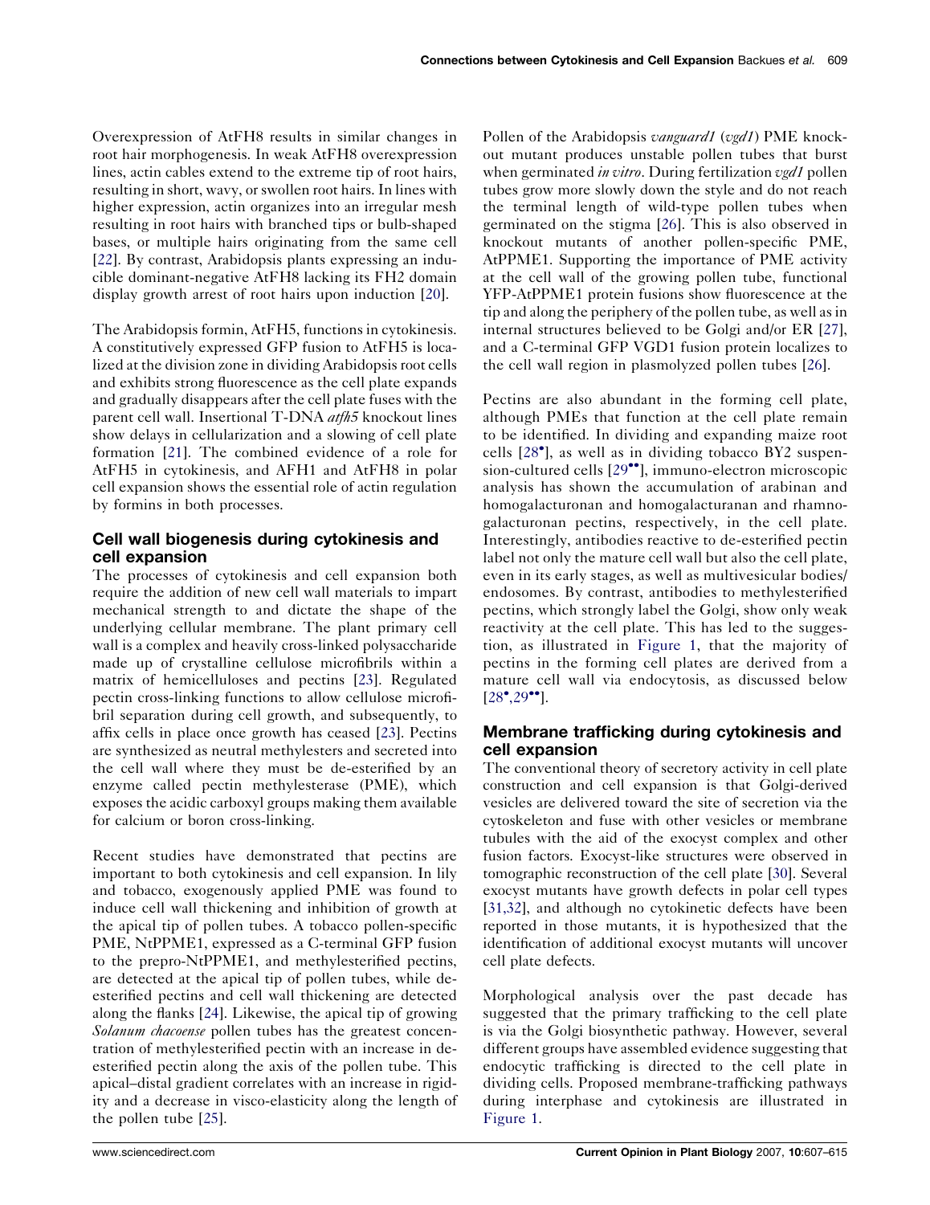Overexpression of AtFH8 results in similar changes in root hair morphogenesis. In weak AtFH8 overexpression lines, actin cables extend to the extreme tip of root hairs, resulting in short, wavy, or swollen root hairs. In lines with higher expression, actin organizes into an irregular mesh resulting in root hairs with branched tips or bulb-shaped bases, or multiple hairs originating from the same cell [22]. By contrast, Arabidopsis plants expressing an inducible dominant-negative AtFH8 lacking its FH2 domain display growth arrest of root hairs upon induction [20].

The Arabidopsis formin, AtFH5, functions in cytokinesis. A constitutively expressed GFP fusion to AtFH5 is localized at the division zone in dividing Arabidopsis root cells and exhibits strong fluorescence as the cell plate expands and gradually disappears after the cell plate fuses with the parent cell wall. Insertional T-DNA *atfh5* knockout lines show delays in cellularization and a slowing of cell plate formation [21]. The combined evidence of a role for AtFH5 in cytokinesis, and AFH1 and AtFH8 in polar cell expansion shows the essential role of actin regulation by formins in both processes.

## Cell wall biogenesis during cytokinesis and cell expansion

The processes of cytokinesis and cell expansion both require the addition of new cell wall materials to impart mechanical strength to and dictate the shape of the underlying cellular membrane. The plant primary cell wall is a complex and heavily cross-linked polysaccharide made up of crystalline cellulose microfibrils within a matrix of hemicelluloses and pectins [23]. Regulated pectin cross-linking functions to allow cellulose microfibril separation during cell growth, and subsequently, to affix cells in place once growth has ceased [23]. Pectins are synthesized as neutral methylesters and secreted into the cell wall where they must be de-esterified by an enzyme called pectin methylesterase (PME), which exposes the acidic carboxyl groups making them available for calcium or boron cross-linking.

Recent studies have demonstrated that pectins are important to both cytokinesis and cell expansion. In lily and tobacco, exogenously applied PME was found to induce cell wall thickening and inhibition of growth at the apical tip of pollen tubes. A tobacco pollen-specific PME, NtPPME1, expressed as a C-terminal GFP fusion to the prepro-NtPPME1, and methylesterified pectins, are detected at the apical tip of pollen tubes, while de-esterified pectins and cell wall thickening are detected along the flanks [24]. Likewise, the apical tip of growing *Solanum chacoense* pollen tubes has the greatest concentration of methylesterified pectin with an increase in de-esterified pectin along the axis of the pollen tube. This apical–distal gradient correlates with an increase in rigidity and a decrease in visco-elasticity along the length of the pollen tube [25].

Pollen of the Arabidopsis *vanguard1* (*vgd1*) PME knockout mutant produces unstable pollen tubes that burst when germinated *in vitro*. During fertilization *vgd1* pollen tubes grow more slowly down the style and do not reach the terminal length of wild-type pollen tubes when germinated on the stigma [26]. This is also observed in knockout mutants of another pollen-specific PME, AtPPME1. Supporting the importance of PME activity at the cell wall of the growing pollen tube, functional YFP-AtPPME1 protein fusions show fluorescence at the tip and along the periphery of the pollen tube, as well as in internal structures believed to be Golgi and/or ER [27], and a C-terminal GFP VGD1 fusion protein localizes to the cell wall region in plasmolyzed pollen tubes [26].

Pectins are also abundant in the forming cell plate, although PMEs that function at the cell plate remain to be identified. In dividing and expanding maize root cells [28•], as well as in dividing tobacco BY2 suspension-cultured cells [29••], immuno-electron microscopic analysis has shown the accumulation of arabinan and homogalacturonan and homogalacturanan and rhamnogalacturonan pectins, respectively, in the cell plate. Interestingly, antibodies reactive to de-esterified pectin label not only the mature cell wall but also the cell plate, even in its early stages, as well as multivesicular bodies/endosomes. By contrast, antibodies to methylesterified pectins, which strongly label the Golgi, show only weak reactivity at the cell plate. This has led to the suggestion, as illustrated in Figure 1, that the majority of pectins in the forming cell plates are derived from a mature cell wall via endocytosis, as discussed below [28•,29••].

## Membrane trafficking during cytokinesis and cell expansion

The conventional theory of secretory activity in cell plate construction and cell expansion is that Golgi-derived vesicles are delivered toward the site of secretion via the cytoskeleton and fuse with other vesicles or membrane tubules with the aid of the exocyst complex and other fusion factors. Exocyst-like structures were observed in tomographic reconstruction of the cell plate [30]. Several exocyst mutants have growth defects in polar cell types [31,32], and although no cytokinetic defects have been reported in those mutants, it is hypothesized that the identification of additional exocyst mutants will uncover cell plate defects.

Morphological analysis over the past decade has suggested that the primary trafficking to the cell plate is via the Golgi biosynthetic pathway. However, several different groups have assembled evidence suggesting that endocytic trafficking is directed to the cell plate in dividing cells. Proposed membrane-trafficking pathways during interphase and cytokinesis are illustrated in Figure 1.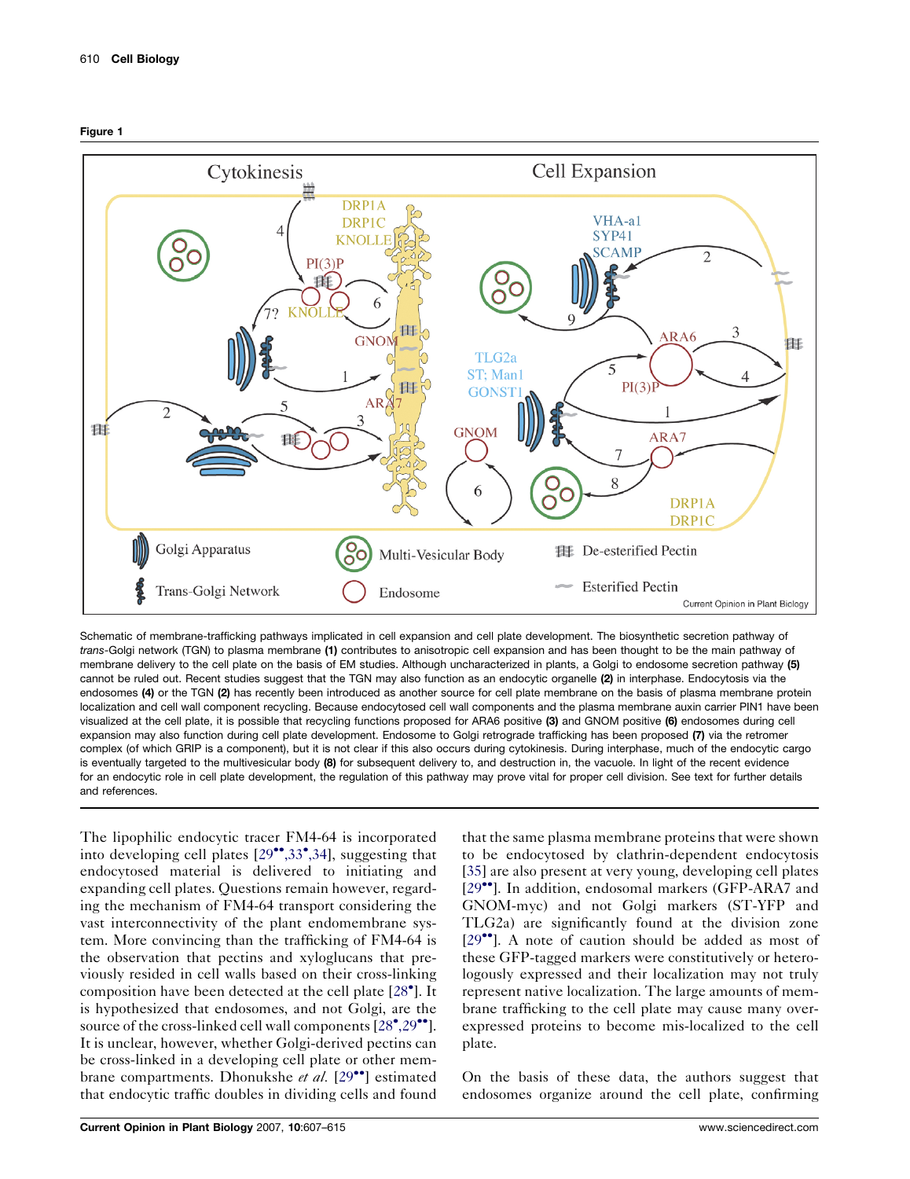**Figure 1**

Schematic of membrane-trafficking pathways implicated in cell expansion and cell plate development. The biosynthetic secretion pathway of *trans*-Golgi network (TGN) to plasma membrane **(1)** contributes to anisotropic cell expansion and has been thought to be the main pathway of membrane delivery to the cell plate on the basis of EM studies. Although uncharacterized in plants, a Golgi to endosome secretion pathway **(5)** cannot be ruled out. Recent studies suggest that the TGN may also function as an endocytic organelle **(2)** in interphase. Endocytosis via the endosomes **(4)** or the TGN **(2)** has recently been introduced as another source for cell plate membrane on the basis of plasma membrane protein localization and cell wall component recycling. Because endocytosed cell wall components and the plasma membrane auxin carrier PIN1 have been visualized at the cell plate, it is possible that recycling functions proposed for ARA6 positive **(3)** and GNOM positive **(6)** endosomes during cell expansion may also function during cell plate development. Endosome to Golgi retrograde trafficking has been proposed **(7)** via the retromer complex (of which GRIP is a component), but it is not clear if this also occurs during cytokinesis. During interphase, much of the endocytic cargo is eventually targeted to the multivesicular body **(8)** for subsequent delivery to, and destruction in, the vacuole. In light of the recent evidence for an endocytic role in cell plate development, the regulation of this pathway may prove vital for proper cell division. See text for further details and references.

The lipophilic endocytic tracer FM4-64 is incorporated into developing cell plates [29••,33•,34], suggesting that endocytosed material is delivered to initiating and expanding cell plates. Questions remain however, regarding the mechanism of FM4-64 transport considering the vast interconnectivity of the plant endomembrane system. More convincing than the trafficking of FM4-64 is the observation that pectins and xyloglucans that previously resided in cell walls based on their cross-linking composition have been detected at the cell plate [28•]. It is hypothesized that endosomes, and not Golgi, are the source of the cross-linked cell wall components [28•,29••]. It is unclear, however, whether Golgi-derived pectins can be cross-linked in a developing cell plate or other membrane compartments. Dhonukshe *et al.* [29••] estimated that endocytic traffic doubles in dividing cells and found that the same plasma membrane proteins that were shown to be endocytosed by clathrin-dependent endocytosis [35] are also present at very young, developing cell plates [29••]. In addition, endosomal markers (GFP-ARA7 and GNOM-myc) and not Golgi markers (ST-YFP and TLG2a) are significantly found at the division zone [29••]. A note of caution should be added as most of these GFP-tagged markers were constitutively or heterologously expressed and their localization may not truly represent native localization. The large amounts of membrane trafficking to the cell plate may cause many overexpressed proteins to become mis-localized to the cell plate.

On the basis of these data, the authors suggest that endosomes organize around the cell plate, confirming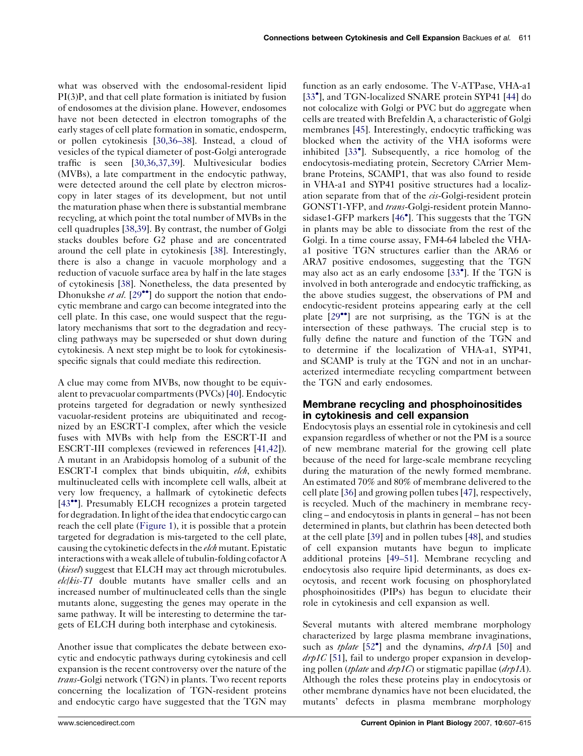what was observed with the endosomal-resident lipid PI(3)P, and that cell plate formation is initiated by fusion of endosomes at the division plane. However, endosomes have not been detected in electron tomographs of the early stages of cell plate formation in somatic, endosperm, or pollen cytokinesis [30,36–38]. Instead, a cloud of vesicles of the typical diameter of post-Golgi anterograde traffic is seen [30,36,37,39]. Multivesicular bodies (MVBs), a late compartment in the endocytic pathway, were detected around the cell plate by electron microscopy in later stages of its development, but not until the maturation phase when there is substantial membrane recycling, at which point the total number of MVBs in the cell quadruples [38,39]. By contrast, the number of Golgi stacks doubles before G2 phase and are concentrated around the cell plate in cytokinesis [38]. Interestingly, there is also a change in vacuole morphology and a reduction of vacuole surface area by half in the late stages of cytokinesis [38]. Nonetheless, the data presented by Dhonukshe *et al.* [29••] do support the notion that endocytic membrane and cargo can become integrated into the cell plate. In this case, one would suspect that the regulatory mechanisms that sort to the degradation and recycling pathways may be superseded or shut down during cytokinesis. A next step might be to look for cytokinesis-specific signals that could mediate this redirection.

A clue may come from MVBs, now thought to be equivalent to prevacuolar compartments (PVCs) [40]. Endocytic proteins targeted for degradation or newly synthesized vacuolar-resident proteins are ubiquitinated and recognized by an ESCRT-I complex, after which the vesicle fuses with MVBs with help from the ESCRT-II and ESCRT-III complexes (reviewed in references [41,42]). A mutant in an Arabidopsis homolog of a subunit of the ESCRT-I complex that binds ubiquitin, *elch*, exhibits multinucleated cells with incomplete cell walls, albeit at very low frequency, a hallmark of cytokinetic defects [43••]. Presumably ELCH recognizes a protein targeted for degradation. In light of the idea that endocytic cargo can reach the cell plate (Figure 1), it is possible that a protein targeted for degradation is mis-targeted to the cell plate, causing the cytokinetic defects in the *elch* mutant. Epistatic interactions with a weak allele of tubulin-folding cofactor A (*kiesel*) suggest that ELCH may act through microtubules. *elc*/*kis-T1* double mutants have smaller cells and an increased number of multinucleated cells than the single mutants alone, suggesting the genes may operate in the same pathway. It will be interesting to determine the targets of ELCH during both interphase and cytokinesis.

Another issue that complicates the debate between exocytic and endocytic pathways during cytokinesis and cell expansion is the recent controversy over the nature of the *trans*-Golgi network (TGN) in plants. Two recent reports concerning the localization of TGN-resident proteins and endocytic cargo have suggested that the TGN may function as an early endosome. The V-ATPase, VHA-a1 [33•], and TGN-localized SNARE protein SYP41 [44] do not colocalize with Golgi or PVC but do aggregate when cells are treated with Brefeldin A, a characteristic of Golgi membranes [45]. Interestingly, endocytic trafficking was blocked when the activity of the VHA isoforms were inhibited [33•]. Subsequently, a rice homolog of the endocytosis-mediating protein, Secretory CArrier Membrane Proteins, SCAMP1, that was also found to reside in VHA-a1 and SYP41 positive structures had a localization separate from that of the *cis*-Golgi-resident protein GONST1-YFP, and *trans*-Golgi-resident protein Mannosidase1-GFP markers [46•]. This suggests that the TGN in plants may be able to dissociate from the rest of the Golgi. In a time course assay, FM4-64 labeled the VHA-a1 positive TGN structures earlier than the ARA6 or ARA7 positive endosomes, suggesting that the TGN may also act as an early endosome [33•]. If the TGN is involved in both anterograde and endocytic trafficking, as the above studies suggest, the observations of PM and endocytic-resident proteins appearing early at the cell plate [29••] are not surprising, as the TGN is at the intersection of these pathways. The crucial step is to fully define the nature and function of the TGN and to determine if the localization of VHA-a1, SYP41, and SCAMP is truly at the TGN and not in an uncharacterized intermediate recycling compartment between the TGN and early endosomes.

## Membrane recycling and phosphoinositides in cytokinesis and cell expansion

Endocytosis plays an essential role in cytokinesis and cell expansion regardless of whether or not the PM is a source of new membrane material for the growing cell plate because of the need for large-scale membrane recycling during the maturation of the newly formed membrane. An estimated 70% and 80% of membrane delivered to the cell plate [36] and growing pollen tubes [47], respectively, is recycled. Much of the machinery in membrane recycling – and endocytosis in plants in general – has not been determined in plants, but clathrin has been detected both at the cell plate [39] and in pollen tubes [48], and studies of cell expansion mutants have begun to implicate additional proteins [49–51]. Membrane recycling and endocytosis also require lipid determinants, as does exocytosis, and recent work focusing on phosphorylated phosphoinositides (PIPs) has begun to elucidate their role in cytokinesis and cell expansion as well.

Several mutants with altered membrane morphology characterized by large plasma membrane invaginations, such as *tplate* [52•] and the dynamins, *drp1A* [50] and *drp1C* [51], fail to undergo proper expansion in developing pollen (*tplate* and *drp1C*) or stigmatic papillae (*drp1A*). Although the roles these proteins play in endocytosis or other membrane dynamics have not been elucidated, the mutants' defects in plasma membrane morphology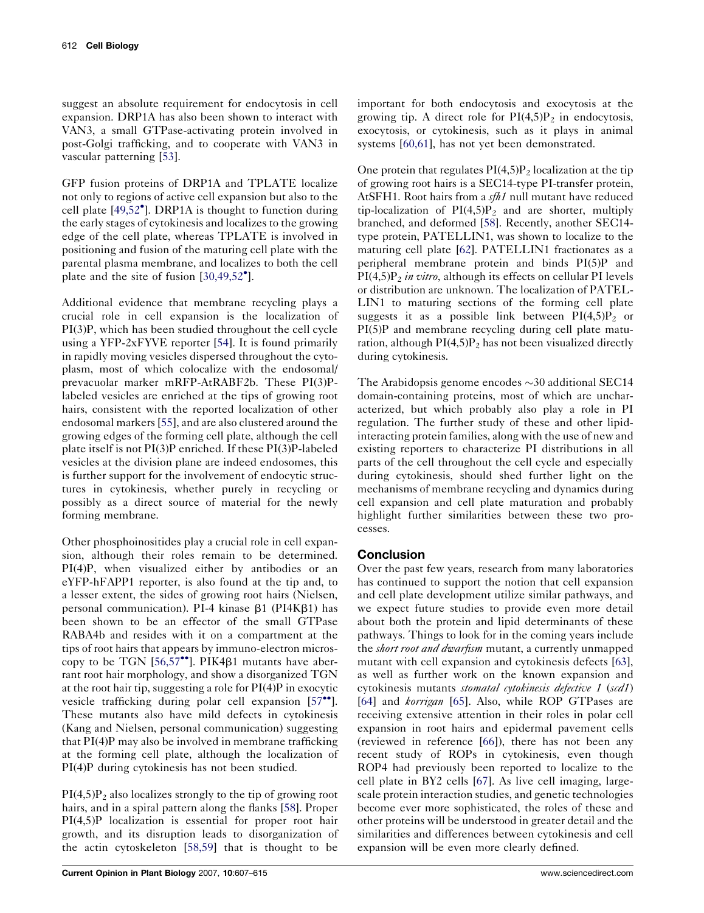suggest an absolute requirement for endocytosis in cell expansion. DRP1A has also been shown to interact with VAN3, a small GTPase-activating protein involved in post-Golgi trafficking, and to cooperate with VAN3 in vascular patterning [53].

GFP fusion proteins of DRP1A and TPLATE localize not only to regions of active cell expansion but also to the cell plate [49,52•]. DRP1A is thought to function during the early stages of cytokinesis and localizes to the growing edge of the cell plate, whereas TPLATE is involved in positioning and fusion of the maturing cell plate with the parental plasma membrane, and localizes to both the cell plate and the site of fusion [30,49,52•].

Additional evidence that membrane recycling plays a crucial role in cell expansion is the localization of PI(3)P, which has been studied throughout the cell cycle using a YFP-2xFYVE reporter [54]. It is found primarily in rapidly moving vesicles dispersed throughout the cytoplasm, most of which colocalize with the endosomal/prevacuolar marker mRFP-AtRABF2b. These PI(3)P-labeled vesicles are enriched at the tips of growing root hairs, consistent with the reported localization of other endosomal markers [55], and are also clustered around the growing edges of the forming cell plate, although the cell plate itself is not PI(3)P enriched. If these PI(3)P-labeled vesicles at the division plane are indeed endosomes, this is further support for the involvement of endocytic structures in cytokinesis, whether purely in recycling or possibly as a direct source of material for the newly forming membrane.

Other phosphoinositides play a crucial role in cell expansion, although their roles remain to be determined. PI(4)P, when visualized either by antibodies or an eYFP-hFAPP1 reporter, is also found at the tip and, to a lesser extent, the sides of growing root hairs (Nielsen, personal communication). PI-4 kinase β1 (PI4Kβ1) has been shown to be an effector of the small GTPase RABA4b and resides with it on a compartment at the tips of root hairs that appears by immuno-electron microscopy to be TGN [56,57••]. PIK4β1 mutants have aberrant root hair morphology, and show a disorganized TGN at the root hair tip, suggesting a role for PI(4)P in exocytic vesicle trafficking during polar cell expansion [57••]. These mutants also have mild defects in cytokinesis (Kang and Nielsen, personal communication) suggesting that PI(4)P may also be involved in membrane trafficking at the forming cell plate, although the localization of PI(4)P during cytokinesis has not been studied.

$PI(4,5)P_2$ also localizes strongly to the tip of growing root hairs, and in a spiral pattern along the flanks [58]. Proper PI(4,5)P localization is essential for proper root hair growth, and its disruption leads to disorganization of the actin cytoskeleton [58,59] that is thought to be important for both endocytosis and exocytosis at the growing tip. A direct role for $PI(4,5)P_2$ in endocytosis, exocytosis, or cytokinesis, such as it plays in animal systems [60,61], has not yet been demonstrated.

One protein that regulates $PI(4,5)P_2$ localization at the tip of growing root hairs is a SEC14-type PI-transfer protein, AtSFH1. Root hairs from a *sfh1* null mutant have reduced tip-localization of $PI(4,5)P_2$ and are shorter, multiply branched, and deformed [58]. Recently, another SEC14-type protein, PATELLIN1, was shown to localize to the maturing cell plate [62]. PATELLIN1 fractionates as a peripheral membrane protein and binds PI(5)P and $PI(4,5)P_2$ *in vitro*, although its effects on cellular PI levels or distribution are unknown. The localization of PATELLIN1 to maturing sections of the forming cell plate suggests it as a possible link between $PI(4,5)P_2$ or PI(5)P and membrane recycling during cell plate maturation, although $PI(4,5)P_2$ has not been visualized directly during cytokinesis.

The Arabidopsis genome encodes ~30 additional SEC14 domain-containing proteins, most of which are uncharacterized, but which probably also play a role in PI regulation. The further study of these and other lipid-interacting protein families, along with the use of new and existing reporters to characterize PI distributions in all parts of the cell throughout the cell cycle and especially during cytokinesis, should shed further light on the mechanisms of membrane recycling and dynamics during cell expansion and cell plate maturation and probably highlight further similarities between these two processes.

## Conclusion

Over the past few years, research from many laboratories has continued to support the notion that cell expansion and cell plate development utilize similar pathways, and we expect future studies to provide even more detail about both the protein and lipid determinants of these pathways. Things to look for in the coming years include the *short root and dwarfism* mutant, a currently unmapped mutant with cell expansion and cytokinesis defects [63], as well as further work on the known expansion and cytokinesis mutants *stomatal cytokinesis defective 1* (*scd1*) [64] and *korrigan* [65]. Also, while ROP GTPases are receiving extensive attention in their roles in polar cell expansion in root hairs and epidermal pavement cells (reviewed in reference [66]), there has not been any recent study of ROPs in cytokinesis, even though ROP4 had previously been reported to localize to the cell plate in BY2 cells [67]. As live cell imaging, large-scale protein interaction studies, and genetic technologies become ever more sophisticated, the roles of these and other proteins will be understood in greater detail and the similarities and differences between cytokinesis and cell expansion will be even more clearly defined.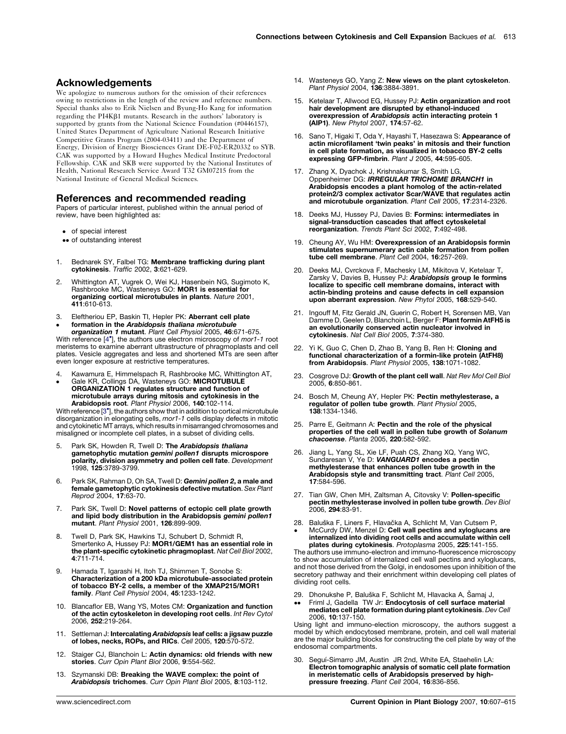## Acknowledgements

We apologize to numerous authors for the omission of their references owing to restrictions in the length of the review and reference numbers. Special thanks also to Erik Nielsen and Byung-Ho Kang for information regarding the PI4Kβ1 mutants. Research in the authors' laboratory is supported by grants from the National Science Foundation (#0446157), United States Department of Agriculture National Research Initiative Competitive Grants Program (2004-03411) and the Department of Energy, Division of Energy Biosciences Grant DE-F02-ER20332 to SYB. CAK was supported by a Howard Hughes Medical Institute Predoctoral Fellowship. CAK and SKB were supported by the National Institutes of Health, National Research Service Award T32 GM07215 from the National Institute of General Medical Sciences.

## References and recommended reading

Papers of particular interest, published within the annual period of review, have been highlighted as:

- • of special interest
- •• of outstanding interest

1. Bednarek SY, Falbel TG: **Membrane trafficking during plant cytokinesis**. *Traffic* 2002, **3**:621-629.

2. Whittington AT, Vugrek O, Wei KJ, Hasenbein NG, Sugimoto K, Rashbrooke MC, Wasteneys GO: **MOR1 is essential for organizing cortical microtubules in plants**. *Nature* 2001, **411**:610-613.

3. • Eleftheriou EP, Baskin TI, Hepler PK: **Aberrant cell plate formation in the *Arabidopsis thaliana microtubule organization 1* mutant**. *Plant Cell Physiol* 2005, **46**:671-675.
With reference [4•], the authors use electron microscopy of *mor1-1* root meristems to examine aberrant ultrastructure of phragmoplasts and cell plates. Vesicle aggregates and less and shortened MTs are seen after even longer exposure at restrictive temperatures.

4. • Kawamura E, Himmelspach R, Rashbrooke MC, Whittington AT, Gale KR, Collings DA, Wasteneys GO: **MICROTUBULE ORGANIZATION 1 regulates structure and function of microtubule arrays during mitosis and cytokinesis in the Arabidopsis root**. *Plant Physiol* 2006, **140**:102-114.
With reference [3•], the authors show that in addition to cortical microtubule disorganization in elongating cells, *mor1-1* cells display defects in mitotic and cytokinetic MT arrays, which results in misarranged chromosomes and misaligned or incomplete cell plates, in a subset of dividing cells.

5. Park SK, Howden R, Twell D: **The *Arabidopsis thaliana* gametophytic mutation *gemini pollen1* disrupts microspore polarity, division asymmetry and pollen cell fate**. *Development* 1998, **125**:3789-3799.

6. Park SK, Rahman D, Oh SA, Twell D: ***Gemini pollen 2*, a male and female gametophytic cytokinesis defective mutation**. *Sex Plant Reprod* 2004, **17**:63-70.

7. Park SK, Twell D: **Novel patterns of ectopic cell plate growth and lipid body distribution in the Arabidopsis *gemini pollen1* mutant**. *Plant Physiol* 2001, **126**:899-909.

8. Twell D, Park SK, Hawkins TJ, Schubert D, Schmidt R, Smertenko A, Hussey PJ: **MOR1/GEM1 has an essential role in the plant-specific cytokinetic phragmoplast**. *Nat Cell Biol* 2002, **4**:711-714.

9. Hamada T, Igarashi H, Itoh TJ, Shimmen T, Sonobe S: **Characterization of a 200 kDa microtubule-associated protein of tobacco BY-2 cells, a member of the XMAP215/MOR1 family**. *Plant Cell Physiol* 2004, **45**:1233-1242.

10. Blancaflor EB, Wang YS, Motes CM: **Organization and function of the actin cytoskeleton in developing root cells**. *Int Rev Cytol* 2006, **252**:219-264.

11. Settleman J: **Intercalating *Arabidopsis* leaf cells: a jigsaw puzzle of lobes, necks, ROPs, and RICs**. *Cell* 2005, **120**:570-572.

12. Staiger CJ, Blanchoin L: **Actin dynamics: old friends with new stories**. *Curr Opin Plant Biol* 2006, **9**:554-562.

13. Szymanski DB: **Breaking the WAVE complex: the point of *Arabidopsis* trichomes**. *Curr Opin Plant Biol* 2005, **8**:103-112.

14. Wasteneys GO, Yang Z: **New views on the plant cytoskeleton**. *Plant Physiol* 2004, **136**:3884-3891.

15. Ketelaar T, Allwood EG, Hussey PJ: **Actin organization and root hair development are disrupted by ethanol-induced overexpression of *Arabidopsis* actin interacting protein 1 (AIP1)**. *New Phytol* 2007, **174**:57-62.

16. Sano T, Higaki T, Oda Y, Hayashi T, Hasezawa S: **Appearance of actin microfilament 'twin peaks' in mitosis and their function in cell plate formation, as visualized in tobacco BY-2 cells expressing GFP-fimbrin**. *Plant J* 2005, **44**:595-605.

17. Zhang X, Dyachok J, Krishnakumar S, Smith LG, Oppenheimer DG: ***IRREGULAR TRICHOME BRANCH1* in Arabidopsis encodes a plant homolog of the actin-related protein2/3 complex activator Scar/WAVE that regulates actin and microtubule organization**. *Plant Cell* 2005, **17**:2314-2326.

18. Deeks MJ, Hussey PJ, Davies B: **Formins: intermediates in signal-transduction cascades that affect cytoskeletal reorganization**. *Trends Plant Sci* 2002, **7**:492-498.

19. Cheung AY, Wu HM: **Overexpression of an Arabidopsis formin stimulates supernumerary actin cable formation from pollen tube cell membrane**. *Plant Cell* 2004, **16**:257-269.

20. Deeks MJ, Cvrckova F, Machesky LM, Mikitova V, Ketelaar T, Zarsky V, Davies B, Hussey PJ: ***Arabidopsis* group Ie formins localize to specific cell membrane domains, interact with actin-binding proteins and cause defects in cell expansion upon aberrant expression**. *New Phytol* 2005, **168**:529-540.

21. Ingouff M, Fitz Gerald JN, Guerin C, Robert H, Sorensen MB, Van Damme D, Geelen D, Blanchoin L, Berger F: **Plant formin AtFH5 is an evolutionarily conserved actin nucleator involved in cytokinesis**. *Nat Cell Biol* 2005, **7**:374-380.

22. Yi K, Guo C, Chen D, Zhao B, Yang B, Ren H: **Cloning and functional characterization of a formin-like protein (AtFH8) from Arabidopsis**. *Plant Physiol* 2005, **138**:1071-1082.

23. Cosgrove DJ: **Growth of the plant cell wall**. *Nat Rev Mol Cell Biol* 2005, **6**:850-861.

24. Bosch M, Cheung AY, Hepler PK: **Pectin methylesterase, a regulator of pollen tube growth**. *Plant Physiol* 2005, **138**:1334-1346.

25. Parre E, Geitmann A: **Pectin and the role of the physical properties of the cell wall in pollen tube growth of *Solanum chacoense***. *Planta* 2005, **220**:582-592.

26. Jiang L, Yang SL, Xie LF, Puah CS, Zhang XQ, Yang WC, Sundaresan V, Ye D: ***VANGUARD1* encodes a pectin methylesterase that enhances pollen tube growth in the Arabidopsis style and transmitting tract**. *Plant Cell* 2005, **17**:584-596.

27. Tian GW, Chen MH, Zaltsman A, Citovsky V: **Pollen-specific pectin methylesterase involved in pollen tube growth**. *Dev Biol* 2006, **294**:83-91.

28. • Baluška F, Liners F, Hlavačka A, Schlicht M, Van Cutsem P, McCurdy DW, Menzel D: **Cell wall pectins and xyloglucans are internalized into dividing root cells and accumulate within cell plates during cytokinesis**. *Protoplasma* 2005, **225**:141-155.
The authors use immuno-electron and immuno-fluorescence microscopy to show accumulation of internalized cell wall pectins and xyloglucans, and not those derived from the Golgi, in endosomes upon inhibition of the secretory pathway and their enrichment within developing cell plates of dividing root cells.

29. •• Dhonukshe P, Baluška F, Schlicht M, Hlavacka A, Šamaj J, Friml J, Gadella TW Jr: **Endocytosis of cell surface material mediates cell plate formation during plant cytokinesis**. *Dev Cell* 2006, **10**:137-150.
Using light and immuno-election microscopy, the authors suggest a model by which endocytosed membrane, protein, and cell wall material are the major building blocks for constructing the cell plate by way of the endosomal compartments.

30. Seguí-Simarro JM, Austin JR 2nd, White EA, Staehelin LA: **Electron tomographic analysis of somatic cell plate formation in meristematic cells of Arabidopsis preserved by high-pressure freezing**. *Plant Cell* 2004, **16**:836-856.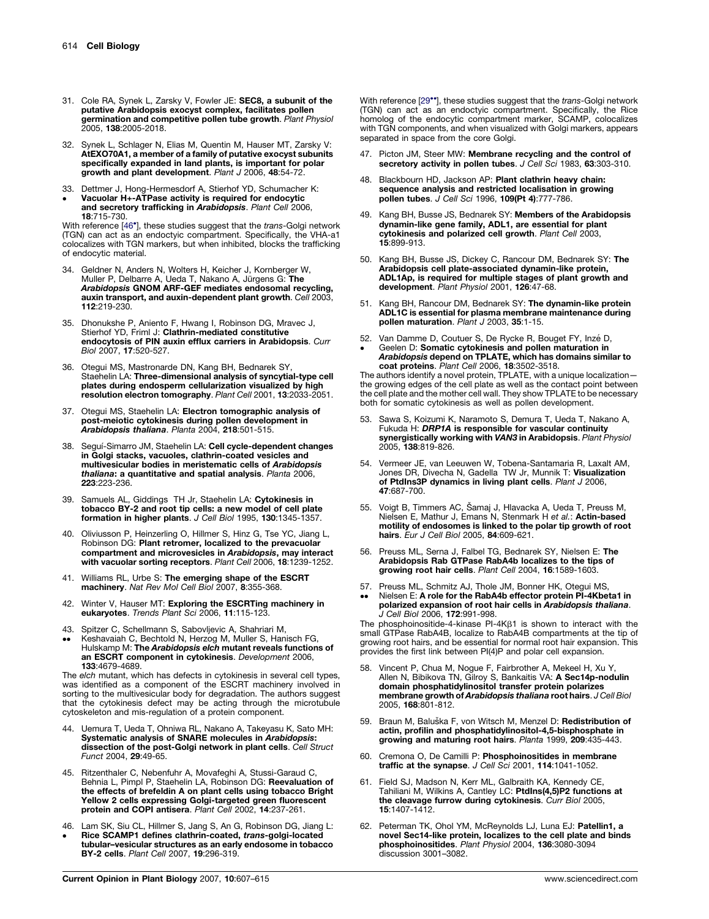31. Cole RA, Synek L, Zarsky V, Fowler JE: **SEC8, a subunit of the putative Arabidopsis exocyst complex, facilitates pollen germination and competitive pollen tube growth**. *Plant Physiol* 2005, **138**:2005-2018.

32. Synek L, Schlager N, Elias M, Quentin M, Hauser MT, Zarsky V: **AtEXO70A1, a member of a family of putative exocyst subunits specifically expanded in land plants, is important for polar growth and plant development**. *Plant J* 2006, **48**:54-72.

33. • Dettmer J, Hong-Hermesdorf A, Stierhof YD, Schumacher K: **Vacuolar H+-ATPase activity is required for endocytic and secretory trafficking in *Arabidopsis***. *Plant Cell* 2006, **18**:715-730.

With reference [46•], these studies suggest that the *trans*-Golgi network (TGN) can act as an endocytic compartment. Specifically, the VHA-a1 colocalizes with TGN markers, but when inhibited, blocks the trafficking of endocytic material.

34. Geldner N, Anders N, Wolters H, Keicher J, Kornberger W, Muller P, Delbarre A, Ueda T, Nakano A, Jürgens G: **The *Arabidopsis* GNOM ARF-GEF mediates endosomal recycling, auxin transport, and auxin-dependent plant growth**. *Cell* 2003, **112**:219-230.

35. Dhonukshe P, Aniento F, Hwang I, Robinson DG, Mravec J, Stierhof YD, Friml J: **Clathrin-mediated constitutive endocytosis of PIN auxin efflux carriers in Arabidopsis**. *Curr Biol* 2007, **17**:520-527.

36. Otegui MS, Mastronarde DN, Kang BH, Bednarek SY, Staehelin LA: **Three-dimensional analysis of syncytial-type cell plates during endosperm cellularization visualized by high resolution electron tomography**. *Plant Cell* 2001, **13**:2033-2051.

37. Otegui MS, Staehelin LA: **Electron tomographic analysis of post-meiotic cytokinesis during pollen development in *Arabidopsis thaliana***. *Planta* 2004, **218**:501-515.

38. Seguí-Simarro JM, Staehelin LA: **Cell cycle-dependent changes in Golgi stacks, vacuoles, clathrin-coated vesicles and multivesicular bodies in meristematic cells of *Arabidopsis thaliana*: a quantitative and spatial analysis**. *Planta* 2006, **223**:223-236.

39. Samuels AL, Giddings TH Jr, Staehelin LA: **Cytokinesis in tobacco BY-2 and root tip cells: a new model of cell plate formation in higher plants**. *J Cell Biol* 1995, **130**:1345-1357.

40. Oliviusson P, Heinzerling O, Hillmer S, Hinz G, Tse YC, Jiang L, Robinson DG: **Plant retromer, localized to the prevacuolar compartment and microvesicles in *Arabidopsis*, may interact with vacuolar sorting receptors**. *Plant Cell* 2006, **18**:1239-1252.

41. Williams RL, Urbe S: **The emerging shape of the ESCRT machinery**. *Nat Rev Mol Cell Biol* 2007, **8**:355-368.

42. Winter V, Hauser MT: **Exploring the ESCRTing machinery in eukaryotes**. *Trends Plant Sci* 2006, **11**:115-123.

43. •• Spitzer C, Schellmann S, Sabovljevic A, Shahriari M, Keshavaiah C, Bechtold N, Herzog M, Muller S, Hanisch FG, Hulskamp M: **The *Arabidopsis elch* mutant reveals functions of an ESCRT component in cytokinesis**. *Development* 2006, **133**:4679-4689.

The *elch* mutant, which has defects in cytokinesis in several cell types, was identified as a component of the ESCRT machinery involved in sorting to the multivesicular body for degradation. The authors suggest that the cytokinesis defect may be acting through the microtubule cytoskeleton and mis-regulation of a protein component.

44. Uemura T, Ueda T, Ohniwa RL, Nakano A, Takeyasu K, Sato MH: **Systematic analysis of SNARE molecules in *Arabidopsis*: dissection of the post-Golgi network in plant cells**. *Cell Struct Funct* 2004, **29**:49-65.

45. Ritzenthaler C, Nebenfuhr A, Movafeghi A, Stussi-Garaud C, Behnia L, Pimpl P, Staehelin LA, Robinson DG: **Reevaluation of the effects of brefeldin A on plant cells using tobacco Bright Yellow 2 cells expressing Golgi-targeted green fluorescent protein and COPI antisera**. *Plant Cell* 2002, **14**:237-261.

46. • Lam SK, Siu CL, Hillmer S, Jang S, An G, Robinson DG, Jiang L: **Rice SCAMP1 defines clathrin-coated, *trans*-golgi-located tubular–vesicular structures as an early endosome in tobacco BY-2 cells**. *Plant Cell* 2007, **19**:296-319.

With reference [29••], these studies suggest that the *trans*-Golgi network (TGN) can act as an endoctyic compartment. Specifically, the Rice homolog of the endocytic compartment marker, SCAMP, colocalizes with TGN components, and when visualized with Golgi markers, appears separated in space from the core Golgi.

47. Picton JM, Steer MW: **Membrane recycling and the control of secretory activity in pollen tubes**. *J Cell Sci* 1983, **63**:303-310.

48. Blackbourn HD, Jackson AP: **Plant clathrin heavy chain: sequence analysis and restricted localisation in growing pollen tubes**. *J Cell Sci* 1996, **109(Pt 4)**:777-786.

49. Kang BH, Busse JS, Bednarek SY: **Members of the Arabidopsis dynamin-like gene family, ADL1, are essential for plant cytokinesis and polarized cell growth**. *Plant Cell* 2003, **15**:899-913.

50. Kang BH, Busse JS, Dickey C, Rancour DM, Bednarek SY: **The Arabidopsis cell plate-associated dynamin-like protein, ADL1Ap, is required for multiple stages of plant growth and development**. *Plant Physiol* 2001, **126**:47-68.

51. Kang BH, Rancour DM, Bednarek SY: **The dynamin-like protein ADL1C is essential for plasma membrane maintenance during pollen maturation**. *Plant J* 2003, **35**:1-15.

52. • Van Damme D, Coutuer S, De Rycke R, Bouget FY, Inzé D, Geelen D: **Somatic cytokinesis and pollen maturation in *Arabidopsis* depend on TPLATE, which has domains similar to coat proteins**. *Plant Cell* 2006, **18**:3502-3518.

The authors identify a novel protein, TPLATE, with a unique localization—the growing edges of the cell plate as well as the contact point between the cell plate and the mother cell wall. They show TPLATE to be necessary both for somatic cytokinesis as well as pollen development.

53. Sawa S, Koizumi K, Naramoto S, Demura T, Ueda T, Nakano A, Fukuda H: ***DRP1A* is responsible for vascular continuity synergistically working with *VAN3* in Arabidopsis**. *Plant Physiol* 2005, **138**:819-826.

54. Vermeer JE, van Leeuwen W, Tobena-Santamaria R, Laxalt AM, Jones DR, Divecha N, Gadella TW Jr, Munnik T: **Visualization of PtdIns3P dynamics in living plant cells**. *Plant J* 2006, **47**:687-700.

55. Voigt B, Timmers AC, Šamaj J, Hlavacka A, Ueda T, Preuss M, Nielsen E, Mathur J, Emans N, Stenmark H *et al.*: **Actin-based motility of endosomes is linked to the polar tip growth of root hairs**. *Eur J Cell Biol* 2005, **84**:609-621.

56. Preuss ML, Serna J, Falbel TG, Bednarek SY, Nielsen E: **The Arabidopsis Rab GTPase RabA4b localizes to the tips of growing root hair cells**. *Plant Cell* 2004, **16**:1589-1603.

57. •• Preuss ML, Schmitz AJ, Thole JM, Bonner HK, Otegui MS, Nielsen E: **A role for the RabA4b effector protein PI-4Kbeta1 in polarized expansion of root hair cells in *Arabidopsis thaliana***. *J Cell Biol* 2006, **172**:991-998.

The phosphoinositide-4-kinase PI-4K$\beta$1 is shown to interact with the small GTPase RabA4B, localize to RabA4B compartments at the tip of growing root hairs, and be essential for normal root hair expansion. This provides the first link between PI(4)P and polar cell expansion.

58. Vincent P, Chua M, Nogue F, Fairbrother A, Mekeel H, Xu Y, Allen N, Bibikova TN, Gilroy S, Bankaitis VA: **A Sec14p-nodulin domain phosphatidylinositol transfer protein polarizes membrane growth of *Arabidopsis thaliana* root hairs**. *J Cell Biol* 2005, **168**:801-812.

59. Braun M, Baluška F, von Witsch M, Menzel D: **Redistribution of actin, profilin and phosphatidylinositol-4,5-bisphosphate in growing and maturing root hairs**. *Planta* 1999, **209**:435-443.

60. Cremona O, De Camilli P: **Phosphoinositides in membrane traffic at the synapse**. *J Cell Sci* 2001, **114**:1041-1052.

61. Field SJ, Madson N, Kerr ML, Galbraith KA, Kennedy CE, Tahiliani M, Wilkins A, Cantley LC: **PtdIns(4,5)P2 functions at the cleavage furrow during cytokinesis**. *Curr Biol* 2005, **15**:1407-1412.

62. Peterman TK, Ohol YM, McReynolds LJ, Luna EJ: **Patellin1, a novel Sec14-like protein, localizes to the cell plate and binds phosphoinositides**. *Plant Physiol* 2004, **136**:3080-3094 discussion 3001–3082.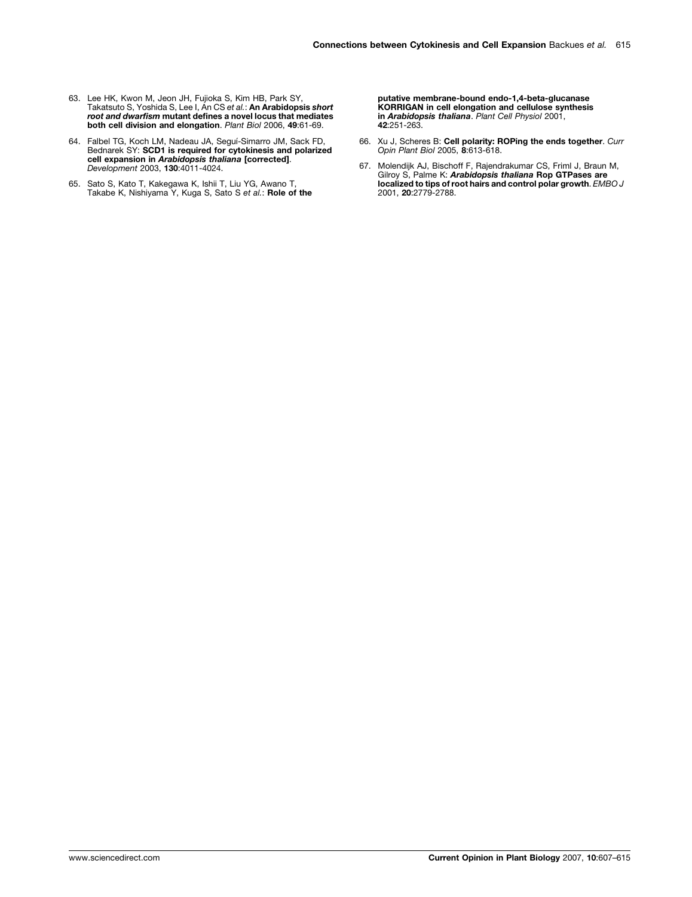63. Lee HK, Kwon M, Jeon JH, Fujioka S, Kim HB, Park SY, Takatsuto S, Yoshida S, Lee I, An CS *et al.*: **An Arabidopsis *short root and dwarfism* mutant defines a novel locus that mediates both cell division and elongation**. *Plant Biol* 2006, **49**:61-69.

64. Falbel TG, Koch LM, Nadeau JA, Seguí-Simarro JM, Sack FD, Bednarek SY: **SCD1 is required for cytokinesis and polarized cell expansion in *Arabidopsis thaliana* [corrected]**. *Development* 2003, **130**:4011-4024.

65. Sato S, Kato T, Kakegawa K, Ishii T, Liu YG, Awano T, Takabe K, Nishiyama Y, Kuga S, Sato S *et al.*: **Role of the putative membrane-bound endo-1,4-beta-glucanase KORRIGAN in cell elongation and cellulose synthesis in *Arabidopsis thaliana***. *Plant Cell Physiol* 2001, **42**:251-263.

66. Xu J, Scheres B: **Cell polarity: ROPing the ends together**. *Curr Opin Plant Biol* 2005, **8**:613-618.

67. Molendijk AJ, Bischoff F, Rajendrakumar CS, Friml J, Braun M, Gilroy S, Palme K: ***Arabidopsis thaliana* Rop GTPases are localized to tips of root hairs and control polar growth**. *EMBO J* 2001, **20**:2779-2788.